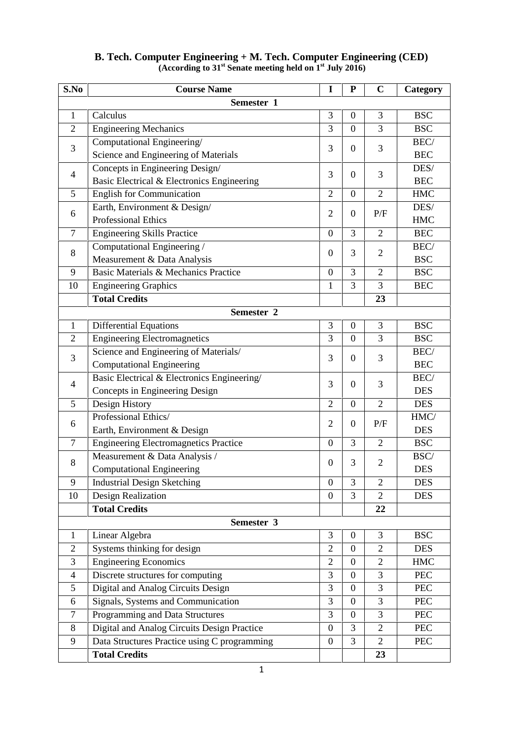**B. Tech. Computer Engineering + M. Tech. Computer Engineering (CED)**
**(According to 31st Senate meeting held on 1st July 2016)**

| S.No | Course Name | I | P | C | Category |
|---|---|---|---|---|---|
| **Semester 1** | | | | | |
| 1 | Calculus | 3 | 0 | 3 | BSC |
| 2 | Engineering Mechanics | 3 | 0 | 3 | BSC |
| 3 | Computational Engineering/ Science and Engineering of Materials | 3 | 0 | 3 | BEC/ BEC |
| 4 | Concepts in Engineering Design/ Basic Electrical & Electronics Engineering | 3 | 0 | 3 | DES/ BEC |
| 5 | English for Communication | 2 | 0 | 2 | HMC |
| 6 | Earth, Environment & Design/ Professional Ethics | 2 | 0 | P/F | DES/ HMC |
| 7 | Engineering Skills Practice | 0 | 3 | 2 | BEC |
| 8 | Computational Engineering / Measurement & Data Analysis | 0 | 3 | 2 | BEC/ BSC |
| 9 | Basic Materials & Mechanics Practice | 0 | 3 | 2 | BSC |
| 10 | Engineering Graphics | 1 | 3 | 3 | BEC |
| | **Total Credits** | | | **23** | |
| **Semester 2** | | | | | |
| 1 | Differential Equations | 3 | 0 | 3 | BSC |
| 2 | Engineering Electromagnetics | 3 | 0 | 3 | BSC |
| 3 | Science and Engineering of Materials/ Computational Engineering | 3 | 0 | 3 | BEC/ BEC |
| 4 | Basic Electrical & Electronics Engineering/ Concepts in Engineering Design | 3 | 0 | 3 | BEC/ DES |
| 5 | Design History | 2 | 0 | 2 | DES |
| 6 | Professional Ethics/ Earth, Environment & Design | 2 | 0 | P/F | HMC/ DES |
| 7 | Engineering Electromagnetics Practice | 0 | 3 | 2 | BSC |
| 8 | Measurement & Data Analysis / Computational Engineering | 0 | 3 | 2 | BSC/ DES |
| 9 | Industrial Design Sketching | 0 | 3 | 2 | DES |
| 10 | Design Realization | 0 | 3 | 2 | DES |
| | **Total Credits** | | | **22** | |
| **Semester 3** | | | | | |
| 1 | Linear Algebra | 3 | 0 | 3 | BSC |
| 2 | Systems thinking for design | 2 | 0 | 2 | DES |
| 3 | Engineering Economics | 2 | 0 | 2 | HMC |
| 4 | Discrete structures for computing | 3 | 0 | 3 | PEC |
| 5 | Digital and Analog Circuits Design | 3 | 0 | 3 | PEC |
| 6 | Signals, Systems and Communication | 3 | 0 | 3 | PEC |
| 7 | Programming and Data Structures | 3 | 0 | 3 | PEC |
| 8 | Digital and Analog Circuits Design Practice | 0 | 3 | 2 | PEC |
| 9 | Data Structures Practice using C programming | 0 | 3 | 2 | PEC |
| | **Total Credits** | | | **23** | |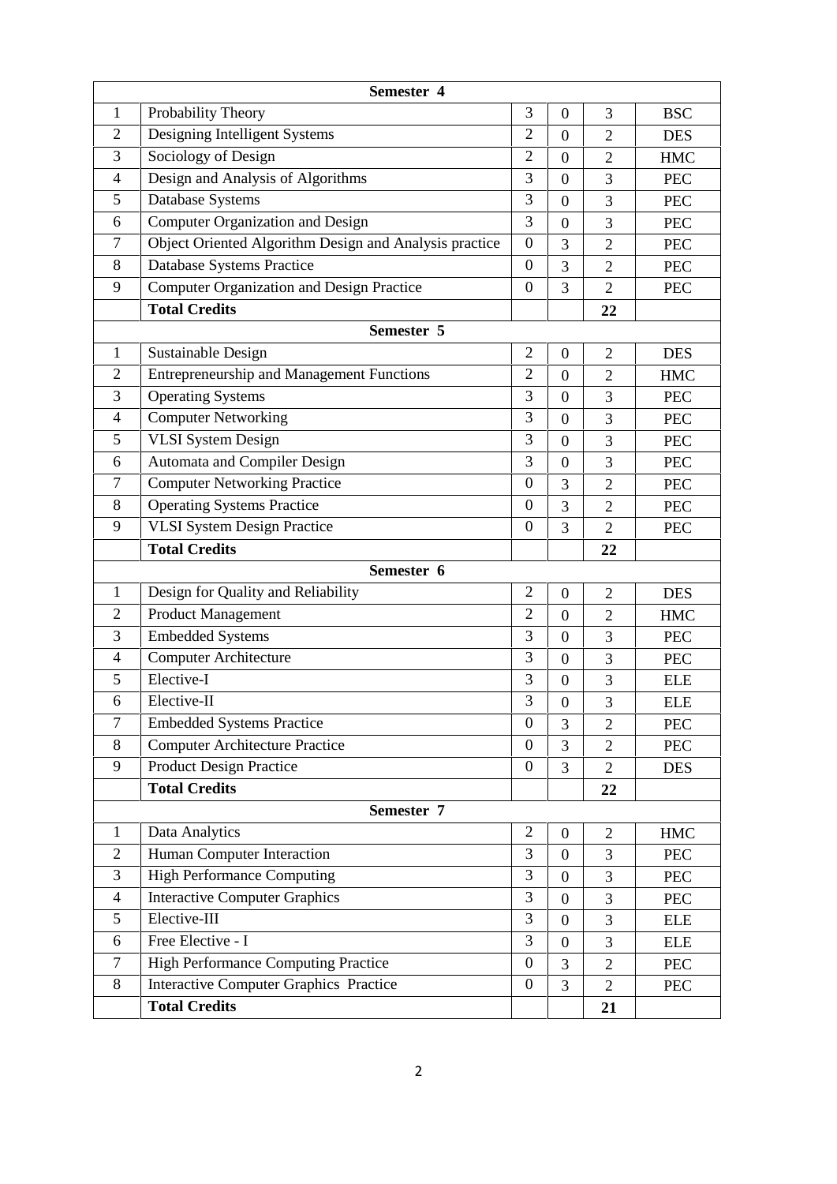| | Semester 4 | | | | |
|---|---|---|---|---|---|
| 1 | Probability Theory | 3 | 0 | 3 | BSC |
| 2 | Designing Intelligent Systems | 2 | 0 | 2 | DES |
| 3 | Sociology of Design | 2 | 0 | 2 | HMC |
| 4 | Design and Analysis of Algorithms | 3 | 0 | 3 | PEC |
| 5 | Database Systems | 3 | 0 | 3 | PEC |
| 6 | Computer Organization and Design | 3 | 0 | 3 | PEC |
| 7 | Object Oriented Algorithm Design and Analysis practice | 0 | 3 | 2 | PEC |
| 8 | Database Systems Practice | 0 | 3 | 2 | PEC |
| 9 | Computer Organization and Design Practice | 0 | 3 | 2 | PEC |
| | **Total Credits** | | | **22** | |
| | **Semester 5** | | | | |
| 1 | Sustainable Design | 2 | 0 | 2 | DES |
| 2 | Entrepreneurship and Management Functions | 2 | 0 | 2 | HMC |
| 3 | Operating Systems | 3 | 0 | 3 | PEC |
| 4 | Computer Networking | 3 | 0 | 3 | PEC |
| 5 | VLSI System Design | 3 | 0 | 3 | PEC |
| 6 | Automata and Compiler Design | 3 | 0 | 3 | PEC |
| 7 | Computer Networking Practice | 0 | 3 | 2 | PEC |
| 8 | Operating Systems Practice | 0 | 3 | 2 | PEC |
| 9 | VLSI System Design Practice | 0 | 3 | 2 | PEC |
| | **Total Credits** | | | **22** | |
| | **Semester 6** | | | | |
| 1 | Design for Quality and Reliability | 2 | 0 | 2 | DES |
| 2 | Product Management | 2 | 0 | 2 | HMC |
| 3 | Embedded Systems | 3 | 0 | 3 | PEC |
| 4 | Computer Architecture | 3 | 0 | 3 | PEC |
| 5 | Elective-I | 3 | 0 | 3 | ELE |
| 6 | Elective-II | 3 | 0 | 3 | ELE |
| 7 | Embedded Systems Practice | 0 | 3 | 2 | PEC |
| 8 | Computer Architecture Practice | 0 | 3 | 2 | PEC |
| 9 | Product Design Practice | 0 | 3 | 2 | DES |
| | **Total Credits** | | | **22** | |
| | **Semester 7** | | | | |
| 1 | Data Analytics | 2 | 0 | 2 | HMC |
| 2 | Human Computer Interaction | 3 | 0 | 3 | PEC |
| 3 | High Performance Computing | 3 | 0 | 3 | PEC |
| 4 | Interactive Computer Graphics | 3 | 0 | 3 | PEC |
| 5 | Elective-III | 3 | 0 | 3 | ELE |
| 6 | Free Elective - I | 3 | 0 | 3 | ELE |
| 7 | High Performance Computing Practice | 0 | 3 | 2 | PEC |
| 8 | Interactive Computer Graphics Practice | 0 | 3 | 2 | PEC |
| | **Total Credits** | | | **21** | |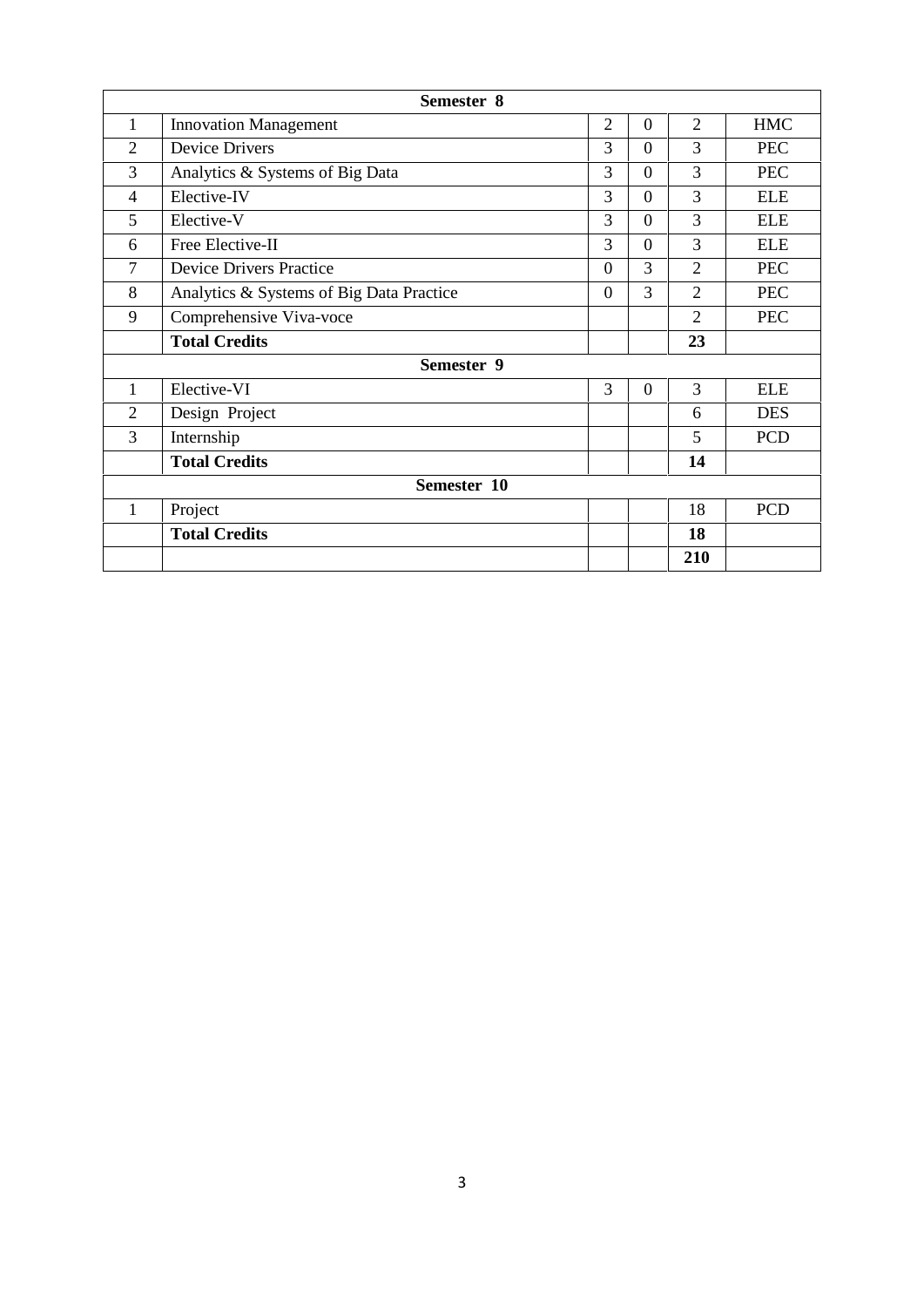| | | | | | |
|---|---|---|---|---|---|
| **Semester 8** | | | | | |
| 1 | Innovation Management | 2 | 0 | 2 | HMC |
| 2 | Device Drivers | 3 | 0 | 3 | PEC |
| 3 | Analytics & Systems of Big Data | 3 | 0 | 3 | PEC |
| 4 | Elective-IV | 3 | 0 | 3 | ELE |
| 5 | Elective-V | 3 | 0 | 3 | ELE |
| 6 | Free Elective-II | 3 | 0 | 3 | ELE |
| 7 | Device Drivers Practice | 0 | 3 | 2 | PEC |
| 8 | Analytics & Systems of Big Data Practice | 0 | 3 | 2 | PEC |
| 9 | Comprehensive Viva-voce | | | 2 | PEC |
| | **Total Credits** | | | **23** | |
| **Semester 9** | | | | | |
| 1 | Elective-VI | 3 | 0 | 3 | ELE |
| 2 | Design Project | | | 6 | DES |
| 3 | Internship | | | 5 | PCD |
| | **Total Credits** | | | **14** | |
| **Semester 10** | | | | | |
| 1 | Project | | | 18 | PCD |
| | **Total Credits** | | | **18** | |
| | | | | **210** | |